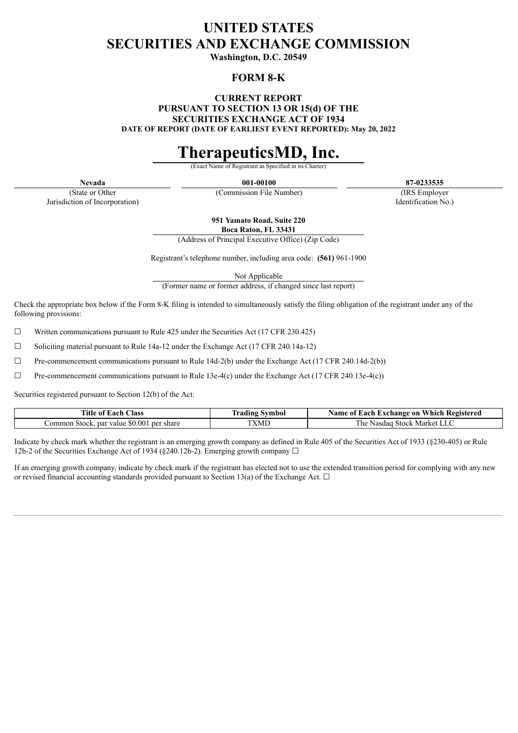# UNITED STATES
# SECURITIES AND EXCHANGE COMMISSION

**Washington, D.C. 20549**

## FORM 8-K

**CURRENT REPORT**
**PURSUANT TO SECTION 13 OR 15(d) OF THE**
**SECURITIES EXCHANGE ACT OF 1934**
**DATE OF REPORT (DATE OF EARLIEST EVENT REPORTED): May 20, 2022**

# TherapeuticsMD, Inc.

(Exact Name of Registrant as Specified in its Charter)

| **Nevada** | **001-00100** | **87-0233535** |
|---|---|---|
| (State or Other Jurisdiction of Incorporation) | (Commission File Number) | (IRS Employer Identification No.) |

**951 Yamato Road, Suite 220**
**Boca Raton, FL 33431**
(Address of Principal Executive Office) (Zip Code)

Registrant's telephone number, including area code: **(561)** 961-1900

Not Applicable
(Former name or former address, if changed since last report)

Check the appropriate box below if the Form 8-K filing is intended to simultaneously satisfy the filing obligation of the registrant under any of the following provisions:

☐ Written communications pursuant to Rule 425 under the Securities Act (17 CFR 230.425)

☐ Soliciting material pursuant to Rule 14a-12 under the Exchange Act (17 CFR 240.14a-12)

☐ Pre-commencement communications pursuant to Rule 14d-2(b) under the Exchange Act (17 CFR 240.14d-2(b))

☐ Pre-commencement communications pursuant to Rule 13e-4(c) under the Exchange Act (17 CFR 240.13e-4(c))

Securities registered pursuant to Section 12(b) of the Act:

| Title of Each Class | Trading Symbol | Name of Each Exchange on Which Registered |
|---|---|---|
| Common Stock, par value $0.001 per share | TXMD | The Nasdaq Stock Market LLC |

Indicate by check mark whether the registrant is an emerging growth company as defined in Rule 405 of the Securities Act of 1933 (§230-405) or Rule 12b-2 of the Securities Exchange Act of 1934 (§240.12b-2). Emerging growth company ☐

If an emerging growth company, indicate by check mark if the registrant has elected not to use the extended transition period for complying with any new or revised financial accounting standards provided pursuant to Section 13(a) of the Exchange Act. ☐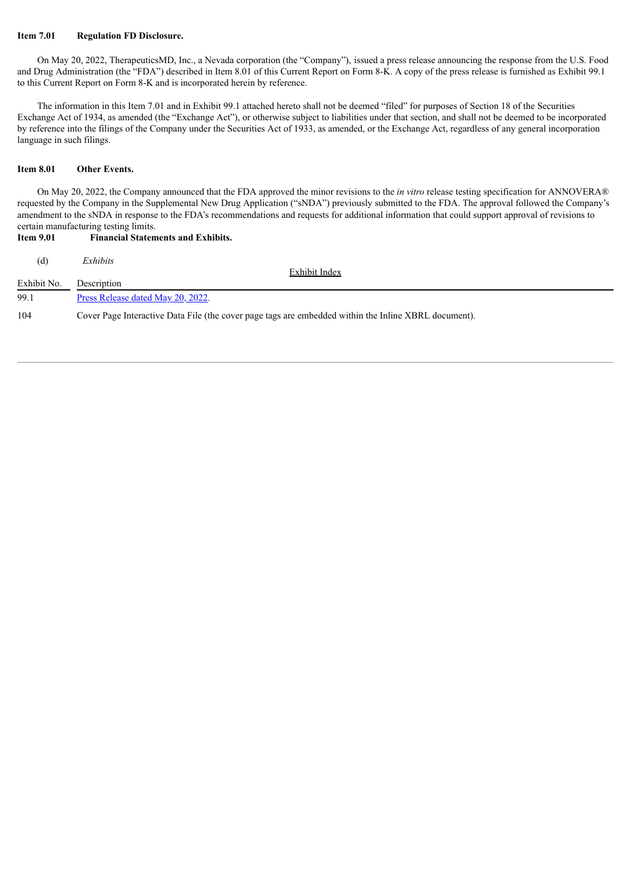**Item 7.01 Regulation FD Disclosure.**

On May 20, 2022, TherapeuticsMD, Inc., a Nevada corporation (the "Company"), issued a press release announcing the response from the U.S. Food and Drug Administration (the "FDA") described in Item 8.01 of this Current Report on Form 8-K. A copy of the press release is furnished as Exhibit 99.1 to this Current Report on Form 8-K and is incorporated herein by reference.

The information in this Item 7.01 and in Exhibit 99.1 attached hereto shall not be deemed "filed" for purposes of Section 18 of the Securities Exchange Act of 1934, as amended (the "Exchange Act"), or otherwise subject to liabilities under that section, and shall not be deemed to be incorporated by reference into the filings of the Company under the Securities Act of 1933, as amended, or the Exchange Act, regardless of any general incorporation language in such filings.

**Item 8.01 Other Events.**

On May 20, 2022, the Company announced that the FDA approved the minor revisions to the *in vitro* release testing specification for ANNOVERA® requested by the Company in the Supplemental New Drug Application ("sNDA") previously submitted to the FDA. The approval followed the Company's amendment to the sNDA in response to the FDA's recommendations and requests for additional information that could support approval of revisions to certain manufacturing testing limits.

**Item 9.01 Financial Statements and Exhibits.**

(d) *Exhibits*

Exhibit Index

| Exhibit No. | Description |
|---|---|
| 99.1 | Press Release dated May 20, 2022. |
| 104 | Cover Page Interactive Data File (the cover page tags are embedded within the Inline XBRL document). |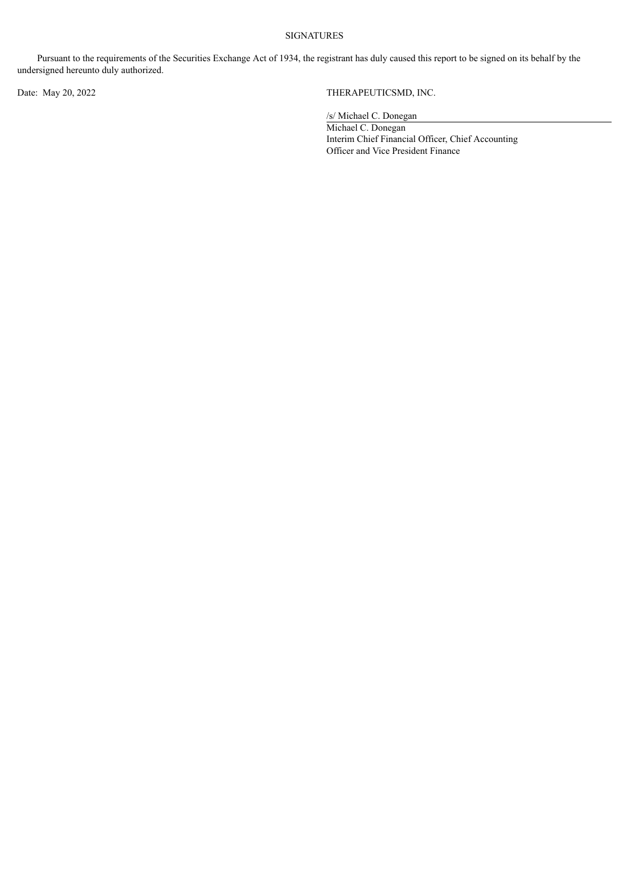## SIGNATURES

Pursuant to the requirements of the Securities Exchange Act of 1934, the registrant has duly caused this report to be signed on its behalf by the undersigned hereunto duly authorized.

Date: May 20, 2022

THERAPEUTICSMD, INC.

/s/ Michael C. Donegan

Michael C. Donegan
Interim Chief Financial Officer, Chief Accounting Officer and Vice President Finance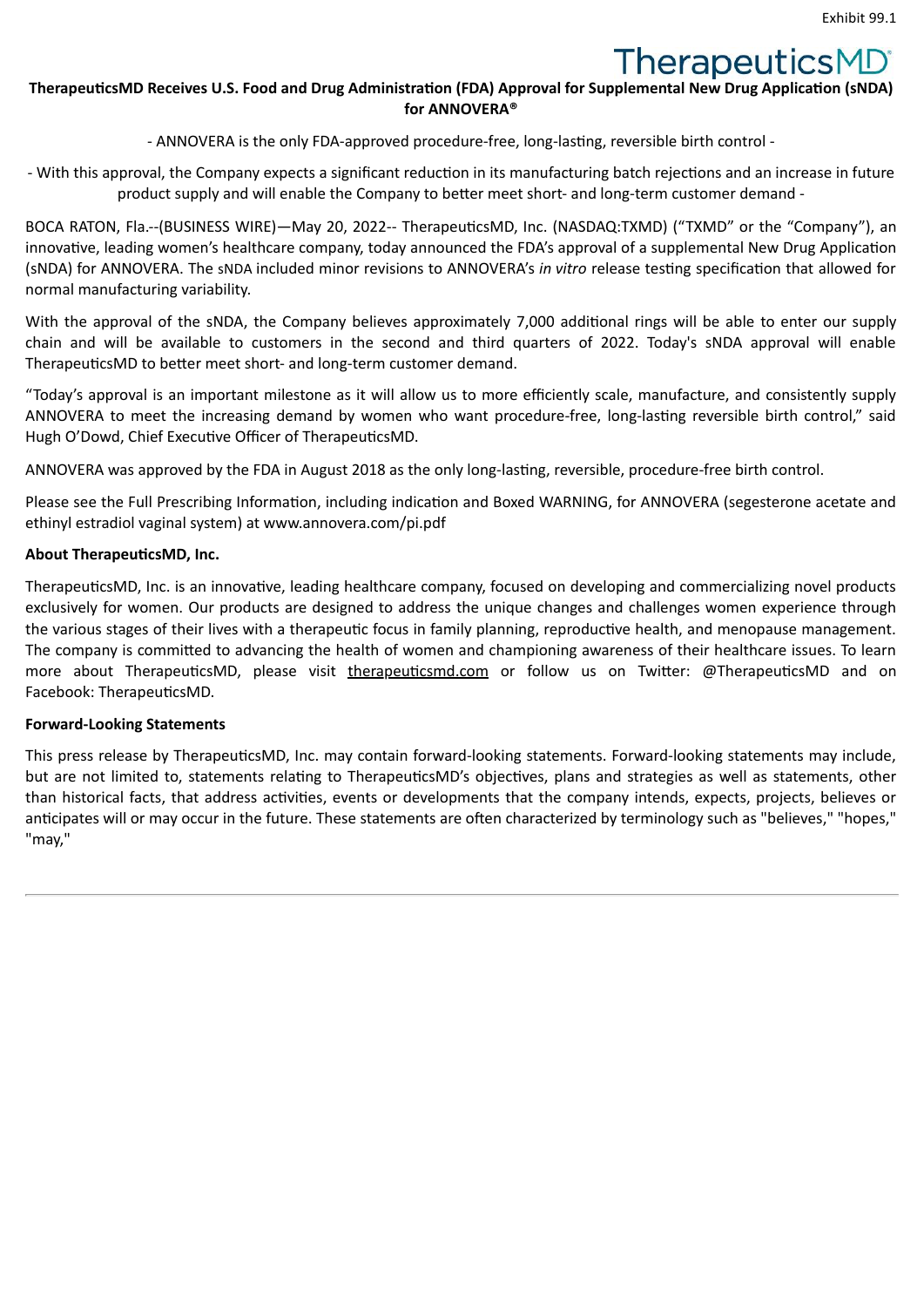Exhibit 99.1

TherapeuticsMD

**TherapeuticsMD Receives U.S. Food and Drug Administration (FDA) Approval for Supplemental New Drug Application (sNDA) for ANNOVERA®**

- ANNOVERA is the only FDA-approved procedure-free, long-lasting, reversible birth control -

- With this approval, the Company expects a significant reduction in its manufacturing batch rejections and an increase in future product supply and will enable the Company to better meet short- and long-term customer demand -

BOCA RATON, Fla.--(BUSINESS WIRE)—May 20, 2022-- TherapeuticsMD, Inc. (NASDAQ:TXMD) ("TXMD" or the "Company"), an innovative, leading women's healthcare company, today announced the FDA's approval of a supplemental New Drug Application (sNDA) for ANNOVERA. The sNDA included minor revisions to ANNOVERA's *in vitro* release testing specification that allowed for normal manufacturing variability.

With the approval of the sNDA, the Company believes approximately 7,000 additional rings will be able to enter our supply chain and will be available to customers in the second and third quarters of 2022. Today's sNDA approval will enable TherapeuticsMD to better meet short- and long-term customer demand.

"Today's approval is an important milestone as it will allow us to more efficiently scale, manufacture, and consistently supply ANNOVERA to meet the increasing demand by women who want procedure-free, long-lasting reversible birth control," said Hugh O'Dowd, Chief Executive Officer of TherapeuticsMD.

ANNOVERA was approved by the FDA in August 2018 as the only long-lasting, reversible, procedure-free birth control.

Please see the Full Prescribing Information, including indication and Boxed WARNING, for ANNOVERA (segesterone acetate and ethinyl estradiol vaginal system) at www.annovera.com/pi.pdf

**About TherapeuticsMD, Inc.**

TherapeuticsMD, Inc. is an innovative, leading healthcare company, focused on developing and commercializing novel products exclusively for women. Our products are designed to address the unique changes and challenges women experience through the various stages of their lives with a therapeutic focus in family planning, reproductive health, and menopause management. The company is committed to advancing the health of women and championing awareness of their healthcare issues. To learn more about TherapeuticsMD, please visit therapeuticsmd.com or follow us on Twitter: @TherapeuticsMD and on Facebook: TherapeuticsMD.

**Forward-Looking Statements**

This press release by TherapeuticsMD, Inc. may contain forward-looking statements. Forward-looking statements may include, but are not limited to, statements relating to TherapeuticsMD's objectives, plans and strategies as well as statements, other than historical facts, that address activities, events or developments that the company intends, expects, projects, believes or anticipates will or may occur in the future. These statements are often characterized by terminology such as "believes," "hopes," "may,"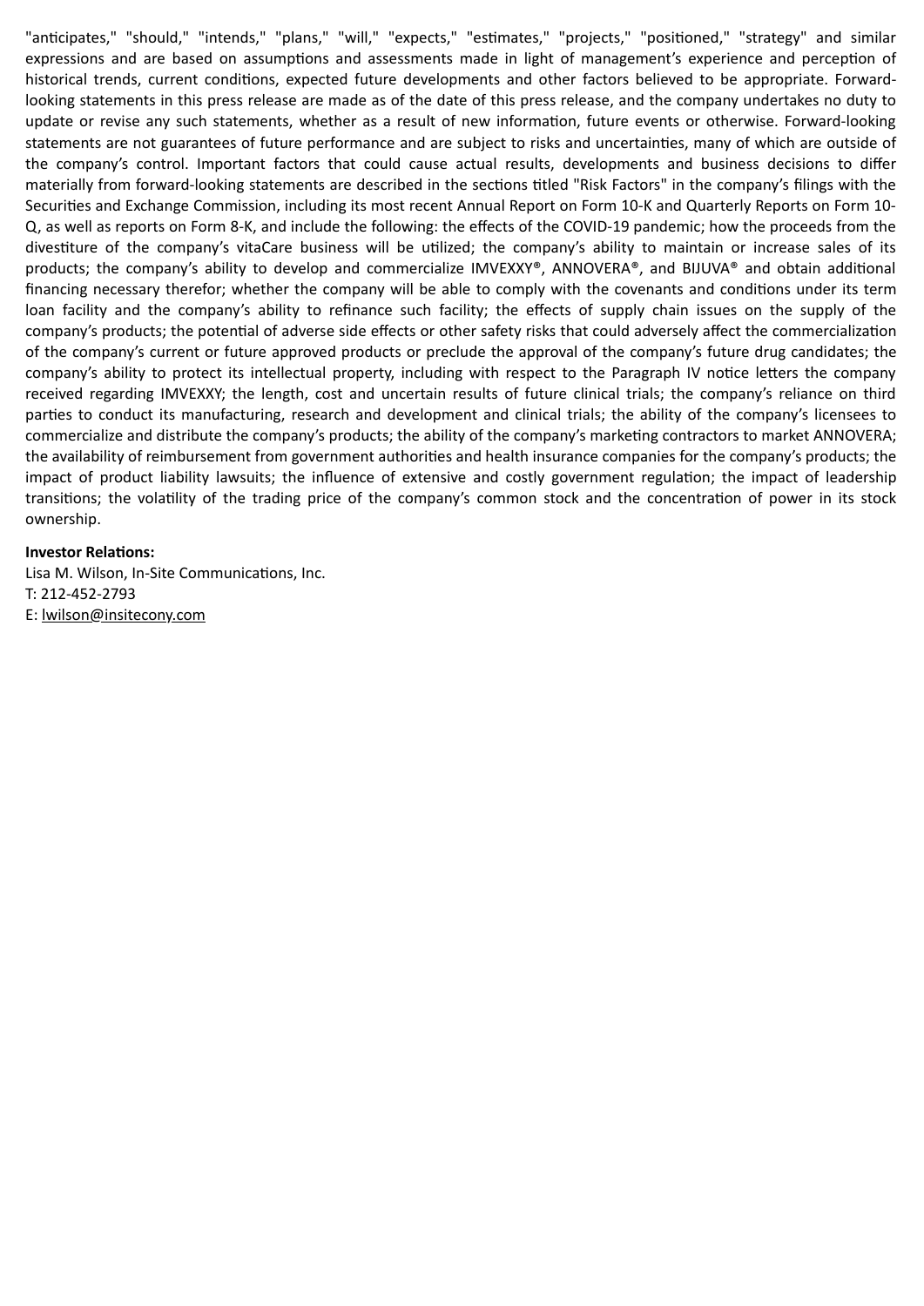"anticipates," "should," "intends," "plans," "will," "expects," "estimates," "projects," "positioned," "strategy" and similar expressions and are based on assumptions and assessments made in light of management's experience and perception of historical trends, current conditions, expected future developments and other factors believed to be appropriate. Forward-looking statements in this press release are made as of the date of this press release, and the company undertakes no duty to update or revise any such statements, whether as a result of new information, future events or otherwise. Forward-looking statements are not guarantees of future performance and are subject to risks and uncertainties, many of which are outside of the company's control. Important factors that could cause actual results, developments and business decisions to differ materially from forward-looking statements are described in the sections titled "Risk Factors" in the company's filings with the Securities and Exchange Commission, including its most recent Annual Report on Form 10-K and Quarterly Reports on Form 10-Q, as well as reports on Form 8-K, and include the following: the effects of the COVID-19 pandemic; how the proceeds from the divestiture of the company's vitaCare business will be utilized; the company's ability to maintain or increase sales of its products; the company's ability to develop and commercialize IMVEXXY®, ANNOVERA®, and BIJUVA® and obtain additional financing necessary therefor; whether the company will be able to comply with the covenants and conditions under its term loan facility and the company's ability to refinance such facility; the effects of supply chain issues on the supply of the company's products; the potential of adverse side effects or other safety risks that could adversely affect the commercialization of the company's current or future approved products or preclude the approval of the company's future drug candidates; the company's ability to protect its intellectual property, including with respect to the Paragraph IV notice letters the company received regarding IMVEXXY; the length, cost and uncertain results of future clinical trials; the company's reliance on third parties to conduct its manufacturing, research and development and clinical trials; the ability of the company's licensees to commercialize and distribute the company's products; the ability of the company's marketing contractors to market ANNOVERA; the availability of reimbursement from government authorities and health insurance companies for the company's products; the impact of product liability lawsuits; the influence of extensive and costly government regulation; the impact of leadership transitions; the volatility of the trading price of the company's common stock and the concentration of power in its stock ownership.

**Investor Relations:**
Lisa M. Wilson, In-Site Communications, Inc.
T: 212-452-2793
E: lwilson@insitecony.com